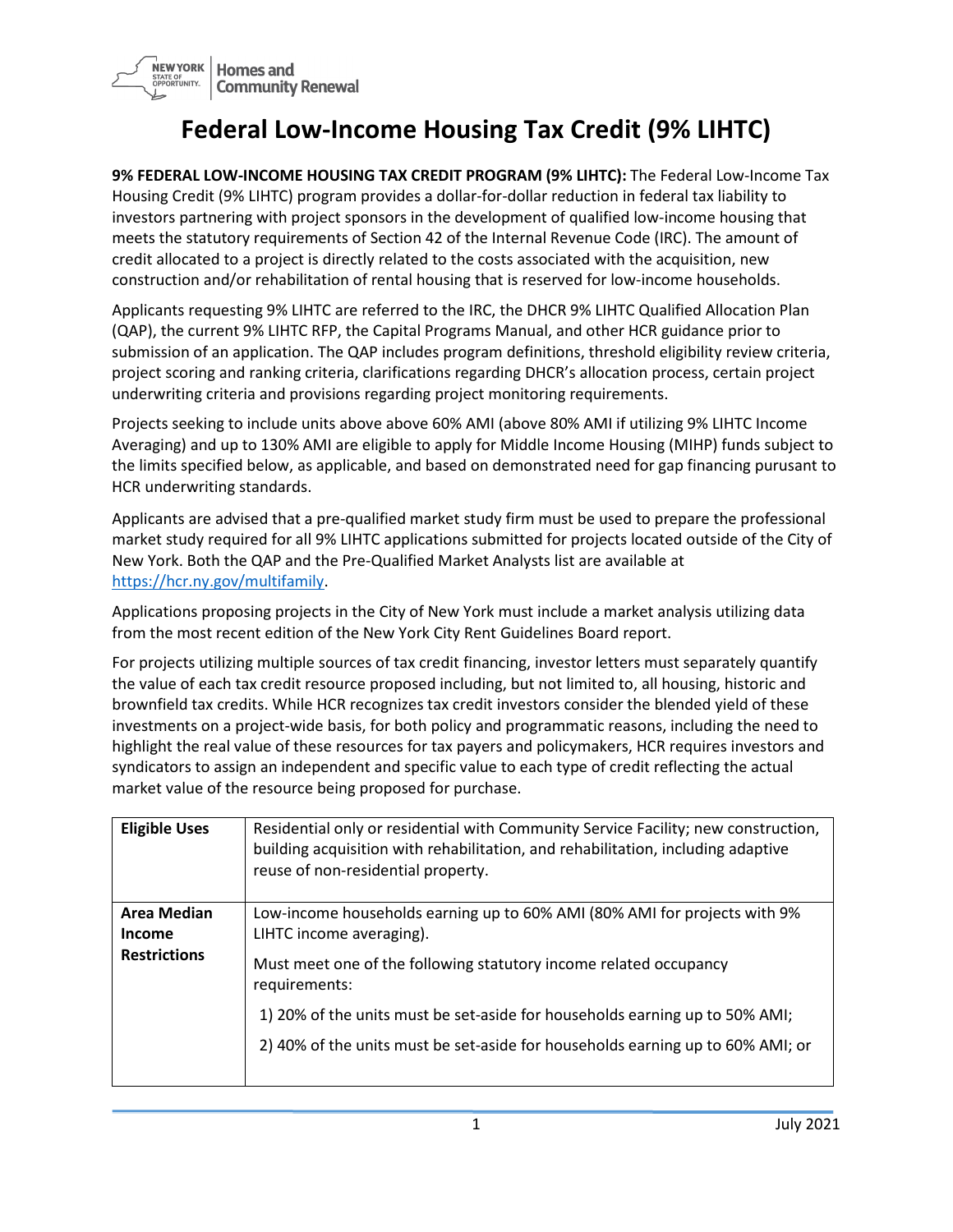# Federal Low-Income Housing Tax Credit (9% LIHTC)

**9% FEDERAL LOW-INCOME HOUSING TAX CREDIT PROGRAM (9% LIHTC):** The Federal Low-Income Tax Housing Credit (9% LIHTC) program provides a dollar-for-dollar reduction in federal tax liability to investors partnering with project sponsors in the development of qualified low-income housing that meets the statutory requirements of Section 42 of the Internal Revenue Code (IRC). The amount of credit allocated to a project is directly related to the costs associated with the acquisition, new construction and/or rehabilitation of rental housing that is reserved for low-income households.

Applicants requesting 9% LIHTC are referred to the IRC, the DHCR 9% LIHTC Qualified Allocation Plan (QAP), the current 9% LIHTC RFP, the Capital Programs Manual, and other HCR guidance prior to submission of an application. The QAP includes program definitions, threshold eligibility review criteria, project scoring and ranking criteria, clarifications regarding DHCR's allocation process, certain project underwriting criteria and provisions regarding project monitoring requirements.

Projects seeking to include units above above 60% AMI (above 80% AMI if utilizing 9% LIHTC Income Averaging) and up to 130% AMI are eligible to apply for Middle Income Housing (MIHP) funds subject to the limits specified below, as applicable, and based on demonstrated need for gap financing purusant to HCR underwriting standards.

Applicants are advised that a pre-qualified market study firm must be used to prepare the professional market study required for all 9% LIHTC applications submitted for projects located outside of the City of New York. Both the QAP and the Pre-Qualified Market Analysts list are available at https://hcr.ny.gov/multifamily.

Applications proposing projects in the City of New York must include a market analysis utilizing data from the most recent edition of the New York City Rent Guidelines Board report.

For projects utilizing multiple sources of tax credit financing, investor letters must separately quantify the value of each tax credit resource proposed including, but not limited to, all housing, historic and brownfield tax credits. While HCR recognizes tax credit investors consider the blended yield of these investments on a project-wide basis, for both policy and programmatic reasons, including the need to highlight the real value of these resources for tax payers and policymakers, HCR requires investors and syndicators to assign an independent and specific value to each type of credit reflecting the actual market value of the resource being proposed for purchase.

| | |
|---|---|
| **Eligible Uses** | Residential only or residential with Community Service Facility; new construction, building acquisition with rehabilitation, and rehabilitation, including adaptive reuse of non-residential property. |
| **Area Median Income Restrictions** | Low-income households earning up to 60% AMI (80% AMI for projects with 9% LIHTC income averaging).<br><br>Must meet one of the following statutory income related occupancy requirements:<br><br>1) 20% of the units must be set-aside for households earning up to 50% AMI;<br><br>2) 40% of the units must be set-aside for households earning up to 60% AMI; or |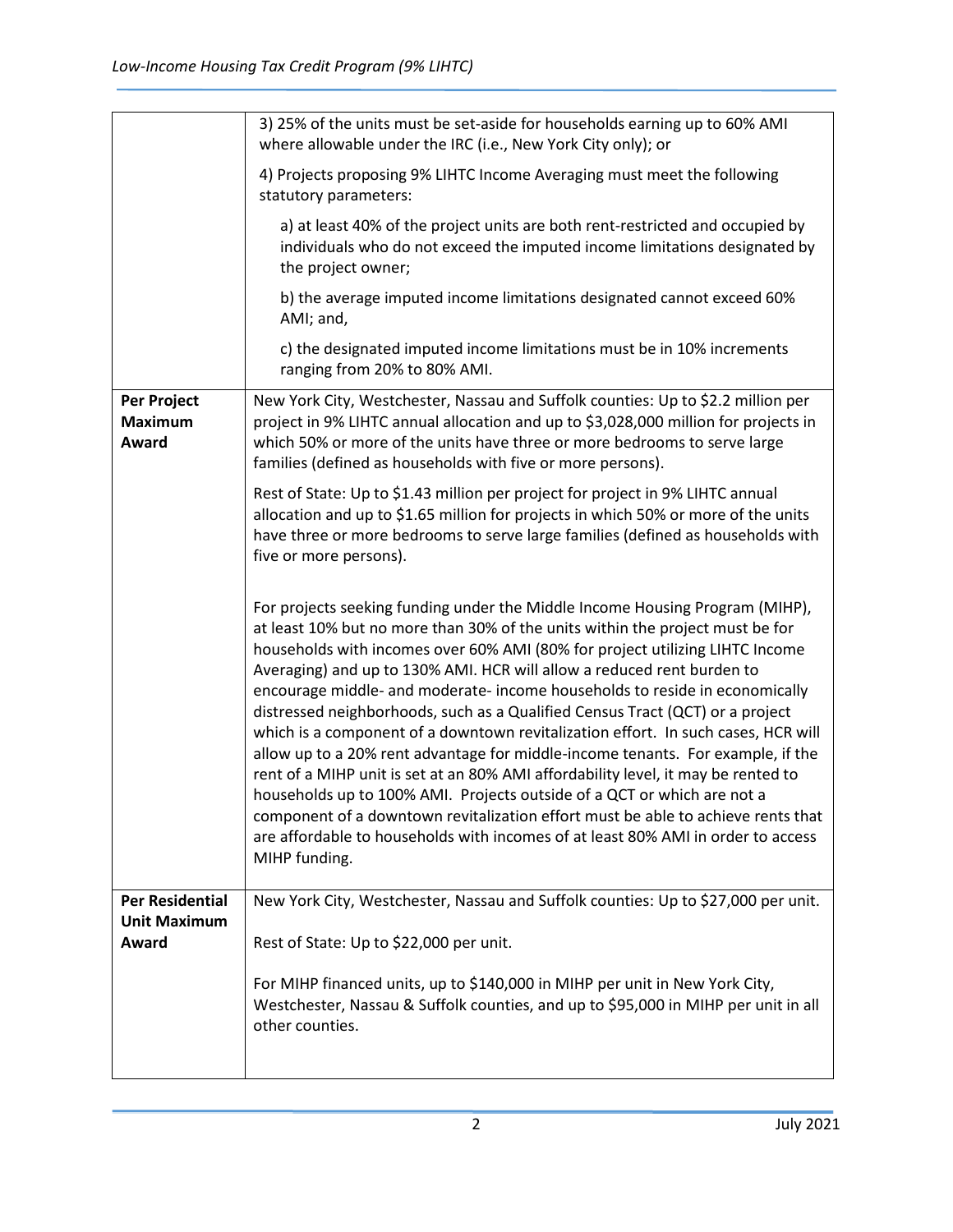| | |
|---|---|
| | 3) 25% of the units must be set-aside for households earning up to 60% AMI where allowable under the IRC (i.e., New York City only); or<br><br>4) Projects proposing 9% LIHTC Income Averaging must meet the following statutory parameters:<br><br>a) at least 40% of the project units are both rent-restricted and occupied by individuals who do not exceed the imputed income limitations designated by the project owner;<br><br>b) the average imputed income limitations designated cannot exceed 60% AMI; and,<br><br>c) the designated imputed income limitations must be in 10% increments ranging from 20% to 80% AMI. |
| **Per Project Maximum Award** | New York City, Westchester, Nassau and Suffolk counties: Up to $2.2 million per project in 9% LIHTC annual allocation and up to $3,028,000 million for projects in which 50% or more of the units have three or more bedrooms to serve large families (defined as households with five or more persons).<br><br>Rest of State: Up to $1.43 million per project for project in 9% LIHTC annual allocation and up to $1.65 million for projects in which 50% or more of the units have three or more bedrooms to serve large families (defined as households with five or more persons).<br><br>For projects seeking funding under the Middle Income Housing Program (MIHP), at least 10% but no more than 30% of the units within the project must be for households with incomes over 60% AMI (80% for project utilizing LIHTC Income Averaging) and up to 130% AMI. HCR will allow a reduced rent burden to encourage middle- and moderate- income households to reside in economically distressed neighborhoods, such as a Qualified Census Tract (QCT) or a project which is a component of a downtown revitalization effort. In such cases, HCR will allow up to a 20% rent advantage for middle-income tenants. For example, if the rent of a MIHP unit is set at an 80% AMI affordability level, it may be rented to households up to 100% AMI. Projects outside of a QCT or which are not a component of a downtown revitalization effort must be able to achieve rents that are affordable to households with incomes of at least 80% AMI in order to access MIHP funding. |
| **Per Residential Unit Maximum Award** | New York City, Westchester, Nassau and Suffolk counties: Up to $27,000 per unit.<br><br>Rest of State: Up to $22,000 per unit.<br><br>For MIHP financed units, up to $140,000 in MIHP per unit in New York City, Westchester, Nassau & Suffolk counties, and up to $95,000 in MIHP per unit in all other counties. |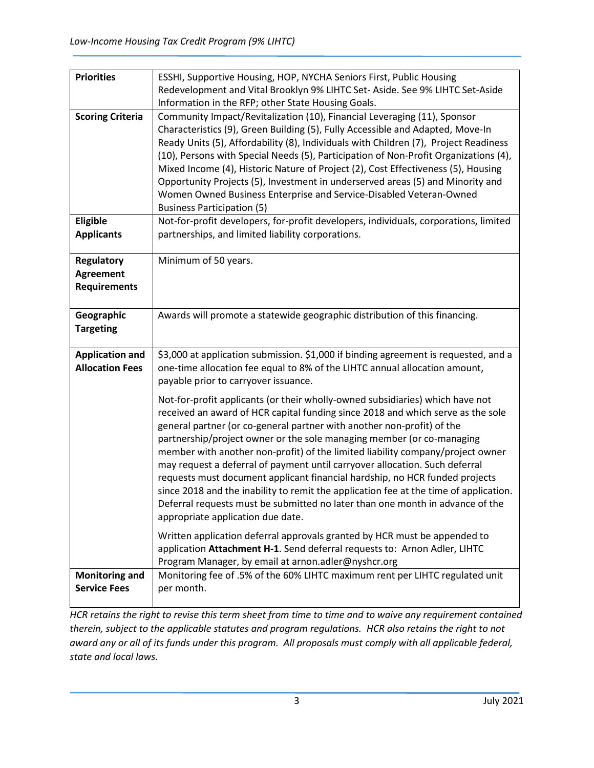| | |
|---|---|
| **Priorities** | ESSHI, Supportive Housing, HOP, NYCHA Seniors First, Public Housing Redevelopment and Vital Brooklyn 9% LIHTC Set- Aside. See 9% LIHTC Set-Aside Information in the RFP; other State Housing Goals. |
| **Scoring Criteria** | Community Impact/Revitalization (10), Financial Leveraging (11), Sponsor Characteristics (9), Green Building (5), Fully Accessible and Adapted, Move-In Ready Units (5), Affordability (8), Individuals with Children (7), Project Readiness (10), Persons with Special Needs (5), Participation of Non-Profit Organizations (4), Mixed Income (4), Historic Nature of Project (2), Cost Effectiveness (5), Housing Opportunity Projects (5), Investment in underserved areas (5) and Minority and Women Owned Business Enterprise and Service-Disabled Veteran-Owned Business Participation (5) |
| **Eligible Applicants** | Not-for-profit developers, for-profit developers, individuals, corporations, limited partnerships, and limited liability corporations. |
| **Regulatory Agreement Requirements** | Minimum of 50 years. |
| **Geographic Targeting** | Awards will promote a statewide geographic distribution of this financing. |
| **Application and Allocation Fees** | \$3,000 at application submission. \$1,000 if binding agreement is requested, and a one-time allocation fee equal to 8% of the LIHTC annual allocation amount, payable prior to carryover issuance.<br><br>Not-for-profit applicants (or their wholly-owned subsidiaries) which have not received an award of HCR capital funding since 2018 and which serve as the sole general partner (or co-general partner with another non-profit) of the partnership/project owner or the sole managing member (or co-managing member with another non-profit) of the limited liability company/project owner may request a deferral of payment until carryover allocation. Such deferral requests must document applicant financial hardship, no HCR funded projects since 2018 and the inability to remit the application fee at the time of application. Deferral requests must be submitted no later than one month in advance of the appropriate application due date.<br><br>Written application deferral approvals granted by HCR must be appended to application **Attachment H-1**. Send deferral requests to: Arnon Adler, LIHTC Program Manager, by email at arnon.adler@nyshcr.org |
| **Monitoring and Service Fees** | Monitoring fee of .5% of the 60% LIHTC maximum rent per LIHTC regulated unit per month. |

*HCR retains the right to revise this term sheet from time to time and to waive any requirement contained therein, subject to the applicable statutes and program regulations. HCR also retains the right to not award any or all of its funds under this program. All proposals must comply with all applicable federal, state and local laws.*